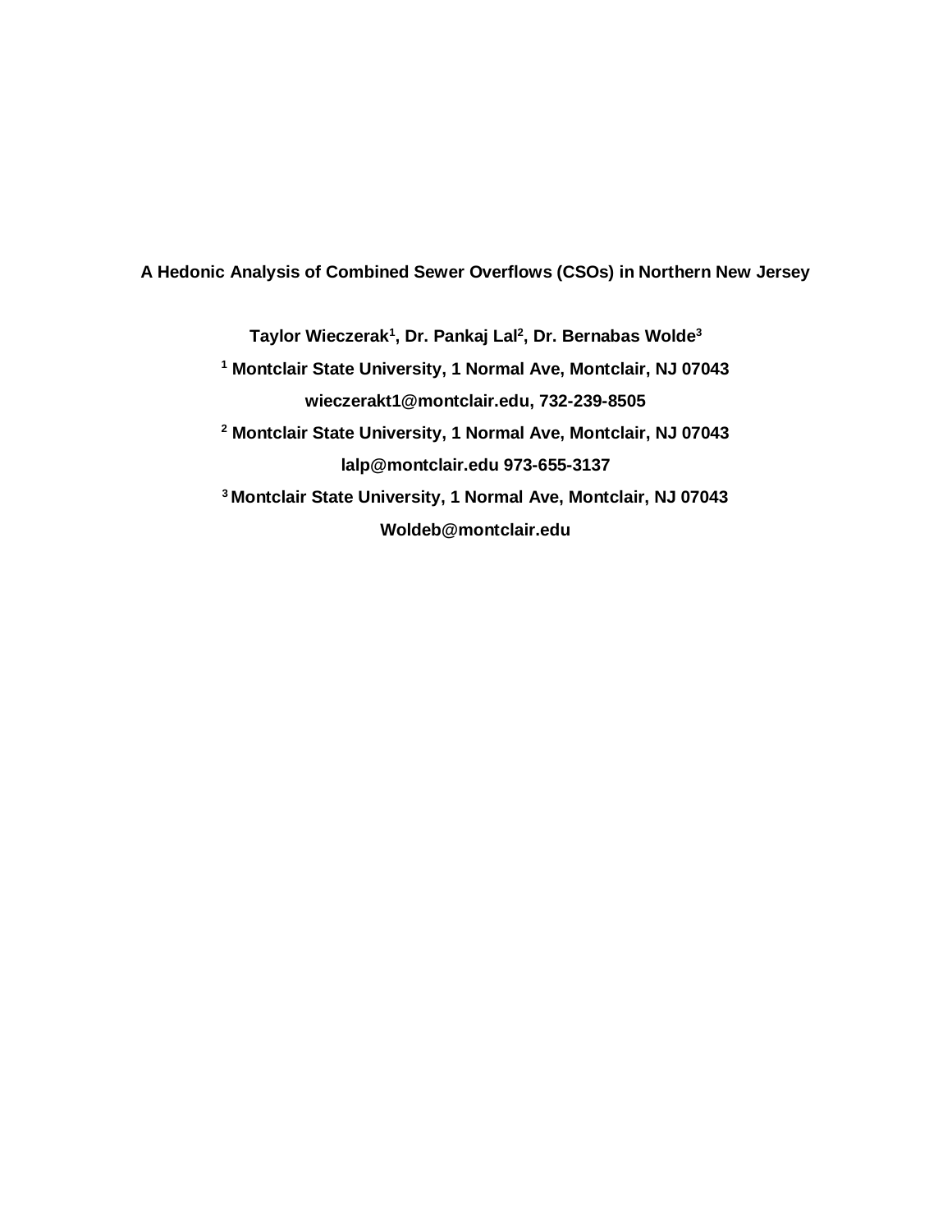# A Hedonic Analysis of Combined Sewer Overflows (CSOs) in Northern New Jersey

**Taylor Wieczerak[1], Dr. Pankaj Lal[2], Dr. Bernabas Wolde[3]**

**[1] Montclair State University, 1 Normal Ave, Montclair, NJ 07043**

**wieczerakt1@montclair.edu, 732-239-8505**

**[2] Montclair State University, 1 Normal Ave, Montclair, NJ 07043**

**lalp@montclair.edu 973-655-3137**

**[3] Montclair State University, 1 Normal Ave, Montclair, NJ 07043**

**Woldeb@montclair.edu**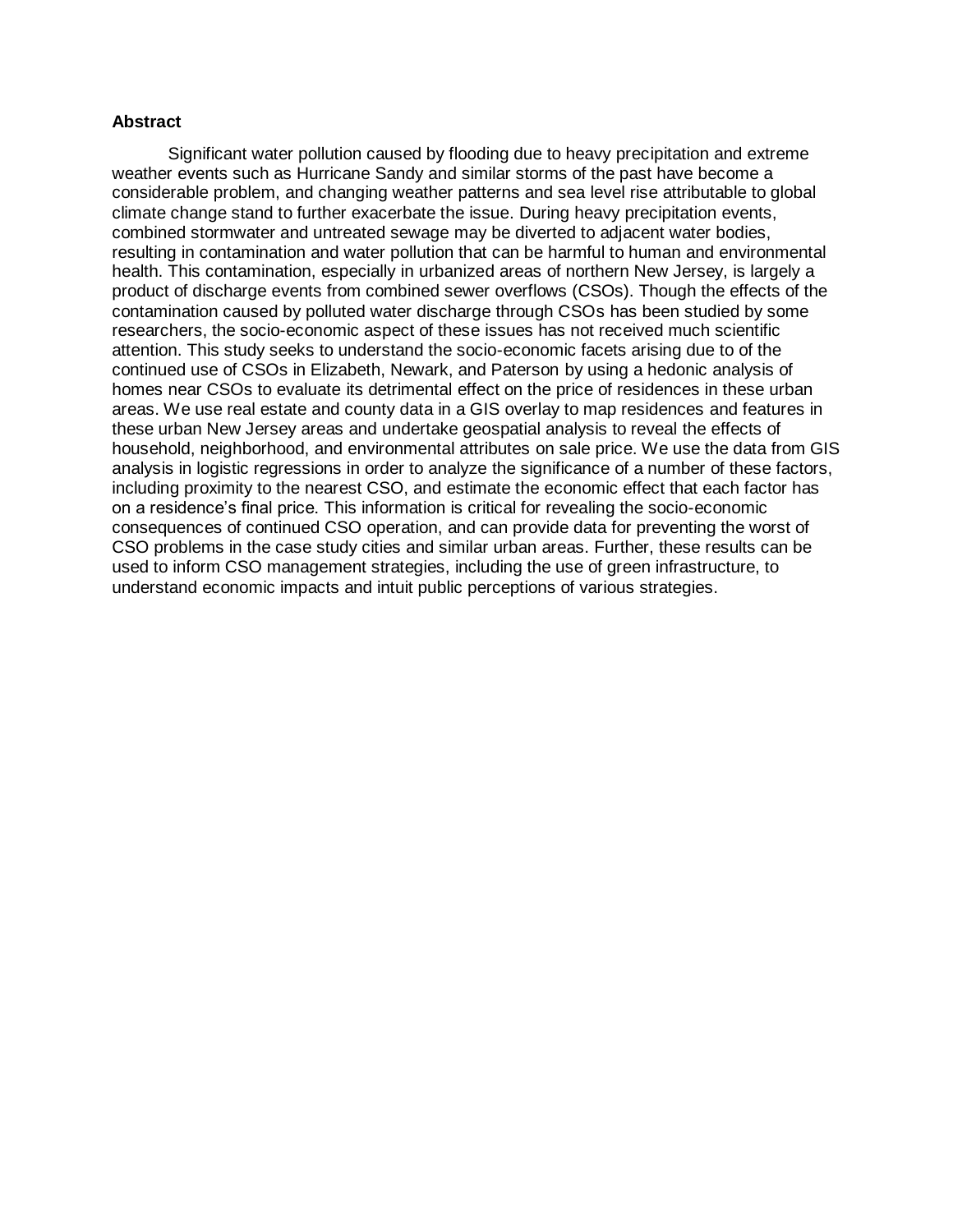**Abstract**

Significant water pollution caused by flooding due to heavy precipitation and extreme weather events such as Hurricane Sandy and similar storms of the past have become a considerable problem, and changing weather patterns and sea level rise attributable to global climate change stand to further exacerbate the issue. During heavy precipitation events, combined stormwater and untreated sewage may be diverted to adjacent water bodies, resulting in contamination and water pollution that can be harmful to human and environmental health. This contamination, especially in urbanized areas of northern New Jersey, is largely a product of discharge events from combined sewer overflows (CSOs). Though the effects of the contamination caused by polluted water discharge through CSOs has been studied by some researchers, the socio-economic aspect of these issues has not received much scientific attention. This study seeks to understand the socio-economic facets arising due to of the continued use of CSOs in Elizabeth, Newark, and Paterson by using a hedonic analysis of homes near CSOs to evaluate its detrimental effect on the price of residences in these urban areas. We use real estate and county data in a GIS overlay to map residences and features in these urban New Jersey areas and undertake geospatial analysis to reveal the effects of household, neighborhood, and environmental attributes on sale price. We use the data from GIS analysis in logistic regressions in order to analyze the significance of a number of these factors, including proximity to the nearest CSO, and estimate the economic effect that each factor has on a residence's final price. This information is critical for revealing the socio-economic consequences of continued CSO operation, and can provide data for preventing the worst of CSO problems in the case study cities and similar urban areas. Further, these results can be used to inform CSO management strategies, including the use of green infrastructure, to understand economic impacts and intuit public perceptions of various strategies.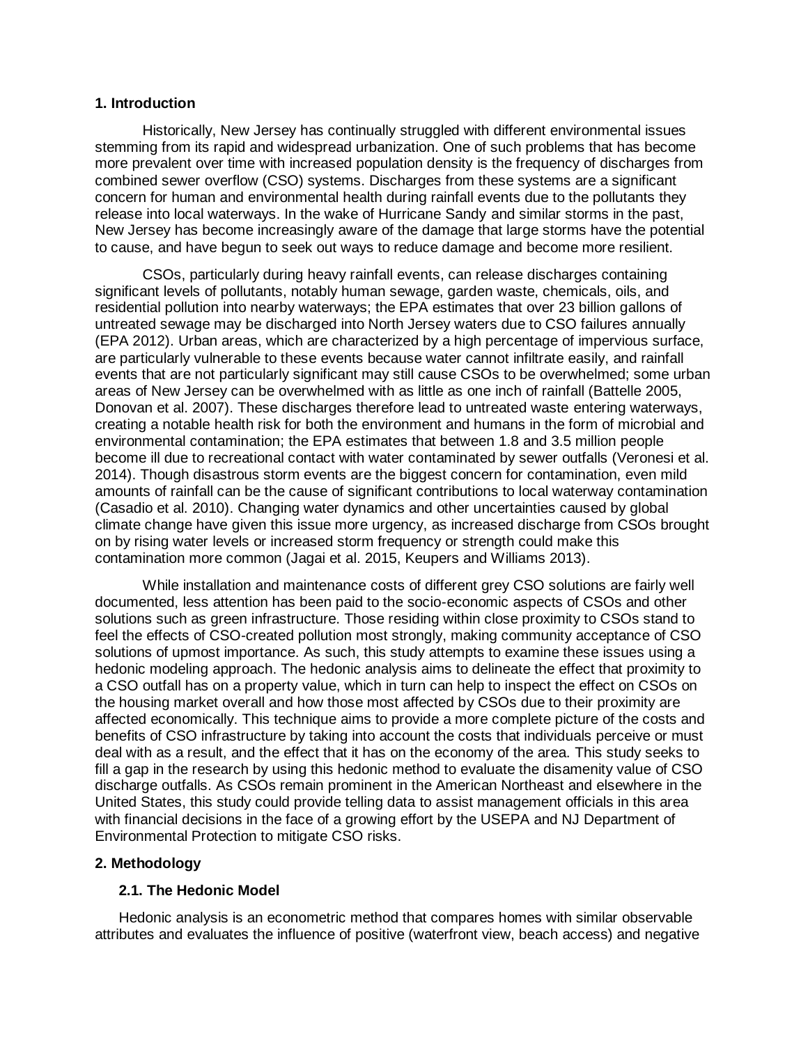## 1. Introduction

Historically, New Jersey has continually struggled with different environmental issues stemming from its rapid and widespread urbanization. One of such problems that has become more prevalent over time with increased population density is the frequency of discharges from combined sewer overflow (CSO) systems. Discharges from these systems are a significant concern for human and environmental health during rainfall events due to the pollutants they release into local waterways. In the wake of Hurricane Sandy and similar storms in the past, New Jersey has become increasingly aware of the damage that large storms have the potential to cause, and have begun to seek out ways to reduce damage and become more resilient.

CSOs, particularly during heavy rainfall events, can release discharges containing significant levels of pollutants, notably human sewage, garden waste, chemicals, oils, and residential pollution into nearby waterways; the EPA estimates that over 23 billion gallons of untreated sewage may be discharged into North Jersey waters due to CSO failures annually (EPA 2012). Urban areas, which are characterized by a high percentage of impervious surface, are particularly vulnerable to these events because water cannot infiltrate easily, and rainfall events that are not particularly significant may still cause CSOs to be overwhelmed; some urban areas of New Jersey can be overwhelmed with as little as one inch of rainfall (Battelle 2005, Donovan et al. 2007). These discharges therefore lead to untreated waste entering waterways, creating a notable health risk for both the environment and humans in the form of microbial and environmental contamination; the EPA estimates that between 1.8 and 3.5 million people become ill due to recreational contact with water contaminated by sewer outfalls (Veronesi et al. 2014). Though disastrous storm events are the biggest concern for contamination, even mild amounts of rainfall can be the cause of significant contributions to local waterway contamination (Casadio et al. 2010). Changing water dynamics and other uncertainties caused by global climate change have given this issue more urgency, as increased discharge from CSOs brought on by rising water levels or increased storm frequency or strength could make this contamination more common (Jagai et al. 2015, Keupers and Williams 2013).

While installation and maintenance costs of different grey CSO solutions are fairly well documented, less attention has been paid to the socio-economic aspects of CSOs and other solutions such as green infrastructure. Those residing within close proximity to CSOs stand to feel the effects of CSO-created pollution most strongly, making community acceptance of CSO solutions of upmost importance. As such, this study attempts to examine these issues using a hedonic modeling approach. The hedonic analysis aims to delineate the effect that proximity to a CSO outfall has on a property value, which in turn can help to inspect the effect on CSOs on the housing market overall and how those most affected by CSOs due to their proximity are affected economically. This technique aims to provide a more complete picture of the costs and benefits of CSO infrastructure by taking into account the costs that individuals perceive or must deal with as a result, and the effect that it has on the economy of the area. This study seeks to fill a gap in the research by using this hedonic method to evaluate the disamenity value of CSO discharge outfalls. As CSOs remain prominent in the American Northeast and elsewhere in the United States, this study could provide telling data to assist management officials in this area with financial decisions in the face of a growing effort by the USEPA and NJ Department of Environmental Protection to mitigate CSO risks.

## 2. Methodology

### 2.1. The Hedonic Model

Hedonic analysis is an econometric method that compares homes with similar observable attributes and evaluates the influence of positive (waterfront view, beach access) and negative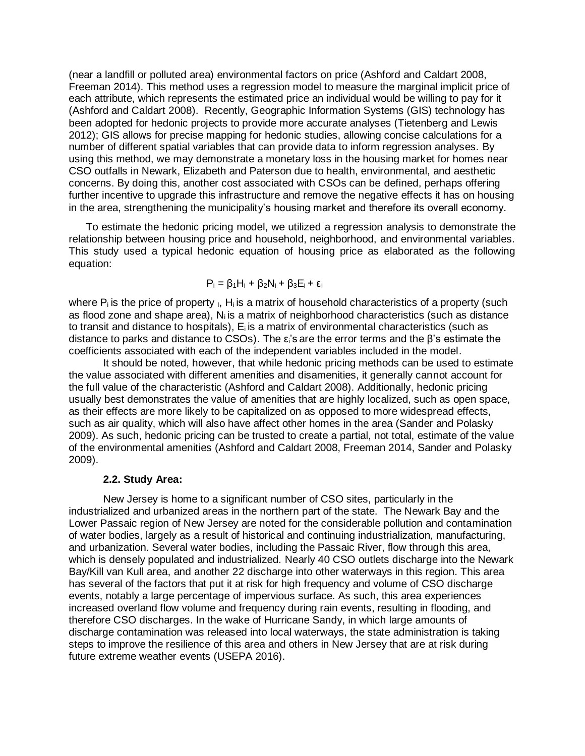(near a landfill or polluted area) environmental factors on price (Ashford and Caldart 2008, Freeman 2014). This method uses a regression model to measure the marginal implicit price of each attribute, which represents the estimated price an individual would be willing to pay for it (Ashford and Caldart 2008). Recently, Geographic Information Systems (GIS) technology has been adopted for hedonic projects to provide more accurate analyses (Tietenberg and Lewis 2012); GIS allows for precise mapping for hedonic studies, allowing concise calculations for a number of different spatial variables that can provide data to inform regression analyses. By using this method, we may demonstrate a monetary loss in the housing market for homes near CSO outfalls in Newark, Elizabeth and Paterson due to health, environmental, and aesthetic concerns. By doing this, another cost associated with CSOs can be defined, perhaps offering further incentive to upgrade this infrastructure and remove the negative effects it has on housing in the area, strengthening the municipality's housing market and therefore its overall economy.

To estimate the hedonic pricing model, we utilized a regression analysis to demonstrate the relationship between housing price and household, neighborhood, and environmental variables. This study used a typical hedonic equation of housing price as elaborated as the following equation:

$$P_i = \beta_1 H_i + \beta_2 N_i + \beta_3 E_i + \varepsilon_i$$

where $P_i$ is the price of property $_i$, $H_i$ is a matrix of household characteristics of a property (such as flood zone and shape area), $N_i$ is a matrix of neighborhood characteristics (such as distance to transit and distance to hospitals), $E_i$ is a matrix of environmental characteristics (such as distance to parks and distance to CSOs). The $\varepsilon_i$'s are the error terms and the β's estimate the coefficients associated with each of the independent variables included in the model.

It should be noted, however, that while hedonic pricing methods can be used to estimate the value associated with different amenities and disamenities, it generally cannot account for the full value of the characteristic (Ashford and Caldart 2008). Additionally, hedonic pricing usually best demonstrates the value of amenities that are highly localized, such as open space, as their effects are more likely to be capitalized on as opposed to more widespread effects, such as air quality, which will also have affect other homes in the area (Sander and Polasky 2009). As such, hedonic pricing can be trusted to create a partial, not total, estimate of the value of the environmental amenities (Ashford and Caldart 2008, Freeman 2014, Sander and Polasky 2009).

### 2.2. Study Area:

New Jersey is home to a significant number of CSO sites, particularly in the industrialized and urbanized areas in the northern part of the state. The Newark Bay and the Lower Passaic region of New Jersey are noted for the considerable pollution and contamination of water bodies, largely as a result of historical and continuing industrialization, manufacturing, and urbanization. Several water bodies, including the Passaic River, flow through this area, which is densely populated and industrialized. Nearly 40 CSO outlets discharge into the Newark Bay/Kill van Kull area, and another 22 discharge into other waterways in this region. This area has several of the factors that put it at risk for high frequency and volume of CSO discharge events, notably a large percentage of impervious surface. As such, this area experiences increased overland flow volume and frequency during rain events, resulting in flooding, and therefore CSO discharges. In the wake of Hurricane Sandy, in which large amounts of discharge contamination was released into local waterways, the state administration is taking steps to improve the resilience of this area and others in New Jersey that are at risk during future extreme weather events (USEPA 2016).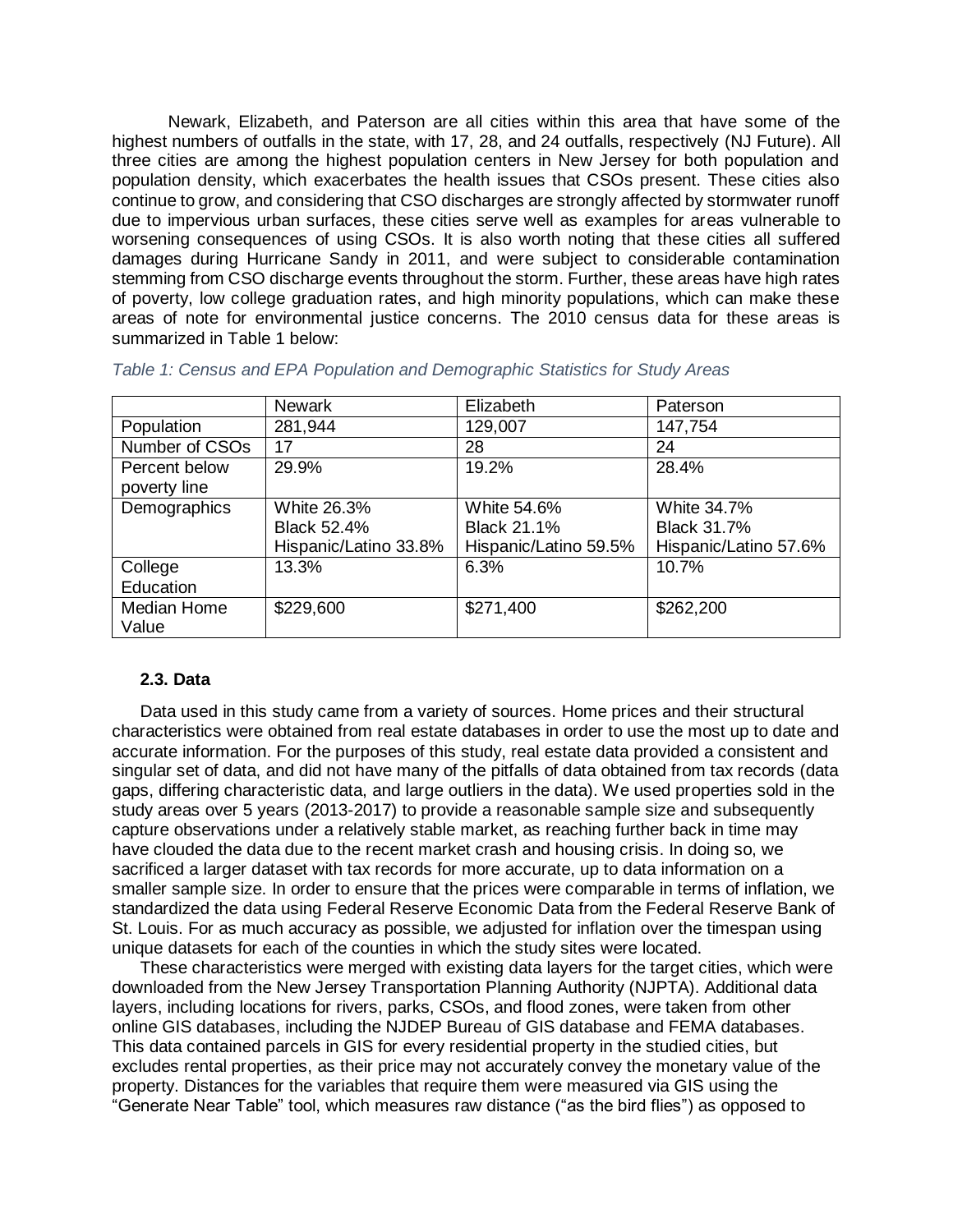Newark, Elizabeth, and Paterson are all cities within this area that have some of the highest numbers of outfalls in the state, with 17, 28, and 24 outfalls, respectively (NJ Future). All three cities are among the highest population centers in New Jersey for both population and population density, which exacerbates the health issues that CSOs present. These cities also continue to grow, and considering that CSO discharges are strongly affected by stormwater runoff due to impervious urban surfaces, these cities serve well as examples for areas vulnerable to worsening consequences of using CSOs. It is also worth noting that these cities all suffered damages during Hurricane Sandy in 2011, and were subject to considerable contamination stemming from CSO discharge events throughout the storm. Further, these areas have high rates of poverty, low college graduation rates, and high minority populations, which can make these areas of note for environmental justice concerns. The 2010 census data for these areas is summarized in Table 1 below:

*Table 1: Census and EPA Population and Demographic Statistics for Study Areas*

| | Newark | Elizabeth | Paterson |
|---|---|---|---|
| Population | 281,944 | 129,007 | 147,754 |
| Number of CSOs | 17 | 28 | 24 |
| Percent below poverty line | 29.9% | 19.2% | 28.4% |
| Demographics | White 26.3%<br>Black 52.4%<br>Hispanic/Latino 33.8% | White 54.6%<br>Black 21.1%<br>Hispanic/Latino 59.5% | White 34.7%<br>Black 31.7%<br>Hispanic/Latino 57.6% |
| College Education | 13.3% | 6.3% | 10.7% |
| Median Home Value | $229,600 | $271,400 | $262,200 |

### 2.3. Data

Data used in this study came from a variety of sources. Home prices and their structural characteristics were obtained from real estate databases in order to use the most up to date and accurate information. For the purposes of this study, real estate data provided a consistent and singular set of data, and did not have many of the pitfalls of data obtained from tax records (data gaps, differing characteristic data, and large outliers in the data). We used properties sold in the study areas over 5 years (2013-2017) to provide a reasonable sample size and subsequently capture observations under a relatively stable market, as reaching further back in time may have clouded the data due to the recent market crash and housing crisis. In doing so, we sacrificed a larger dataset with tax records for more accurate, up to data information on a smaller sample size. In order to ensure that the prices were comparable in terms of inflation, we standardized the data using Federal Reserve Economic Data from the Federal Reserve Bank of St. Louis. For as much accuracy as possible, we adjusted for inflation over the timespan using unique datasets for each of the counties in which the study sites were located.

These characteristics were merged with existing data layers for the target cities, which were downloaded from the New Jersey Transportation Planning Authority (NJPTA). Additional data layers, including locations for rivers, parks, CSOs, and flood zones, were taken from other online GIS databases, including the NJDEP Bureau of GIS database and FEMA databases. This data contained parcels in GIS for every residential property in the studied cities, but excludes rental properties, as their price may not accurately convey the monetary value of the property. Distances for the variables that require them were measured via GIS using the "Generate Near Table" tool, which measures raw distance ("as the bird flies") as opposed to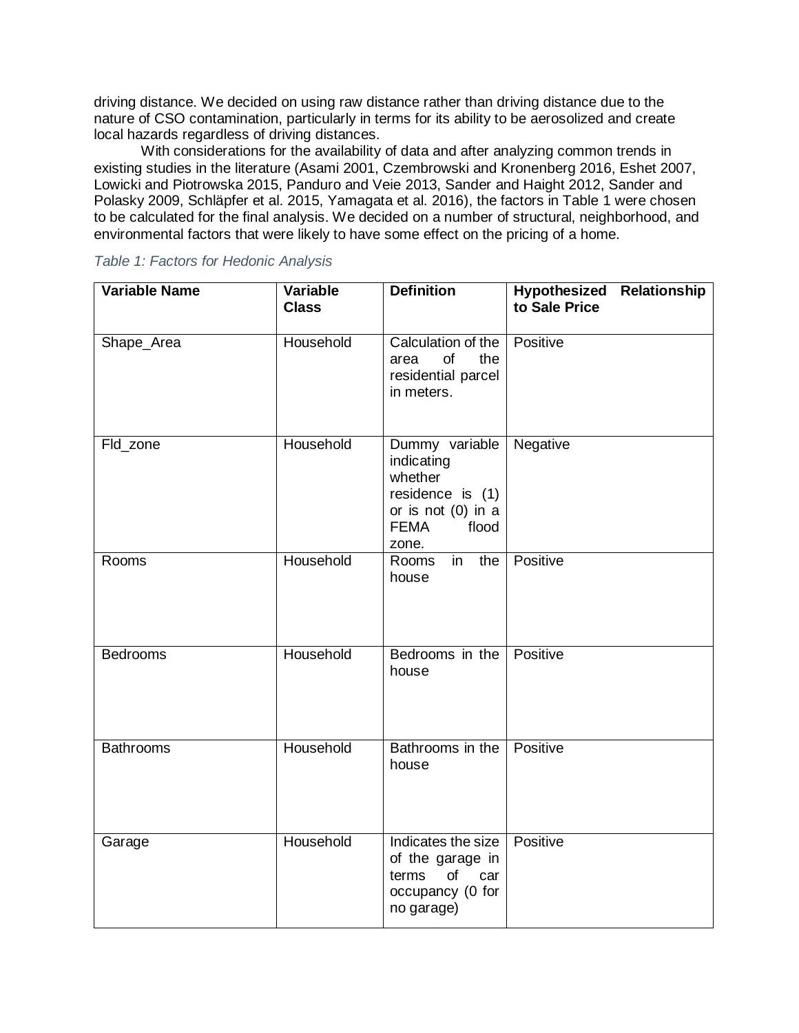driving distance. We decided on using raw distance rather than driving distance due to the nature of CSO contamination, particularly in terms for its ability to be aerosolized and create local hazards regardless of driving distances.

With considerations for the availability of data and after analyzing common trends in existing studies in the literature (Asami 2001, Czembrowski and Kronenberg 2016, Eshet 2007, Lowicki and Piotrowska 2015, Panduro and Veie 2013, Sander and Haight 2012, Sander and Polasky 2009, Schläpfer et al. 2015, Yamagata et al. 2016), the factors in Table 1 were chosen to be calculated for the final analysis. We decided on a number of structural, neighborhood, and environmental factors that were likely to have some effect on the pricing of a home.

*Table 1: Factors for Hedonic Analysis*

| Variable Name | Variable Class | Definition | Hypothesized Relationship to Sale Price |
|---|---|---|---|
| Shape_Area | Household | Calculation of the area of the residential parcel in meters. | Positive |
| Fld_zone | Household | Dummy variable indicating whether residence is (1) or is not (0) in a FEMA flood zone. | Negative |
| Rooms | Household | Rooms in the house | Positive |
| Bedrooms | Household | Bedrooms in the house | Positive |
| Bathrooms | Household | Bathrooms in the house | Positive |
| Garage | Household | Indicates the size of the garage in terms of car occupancy (0 for no garage) | Positive |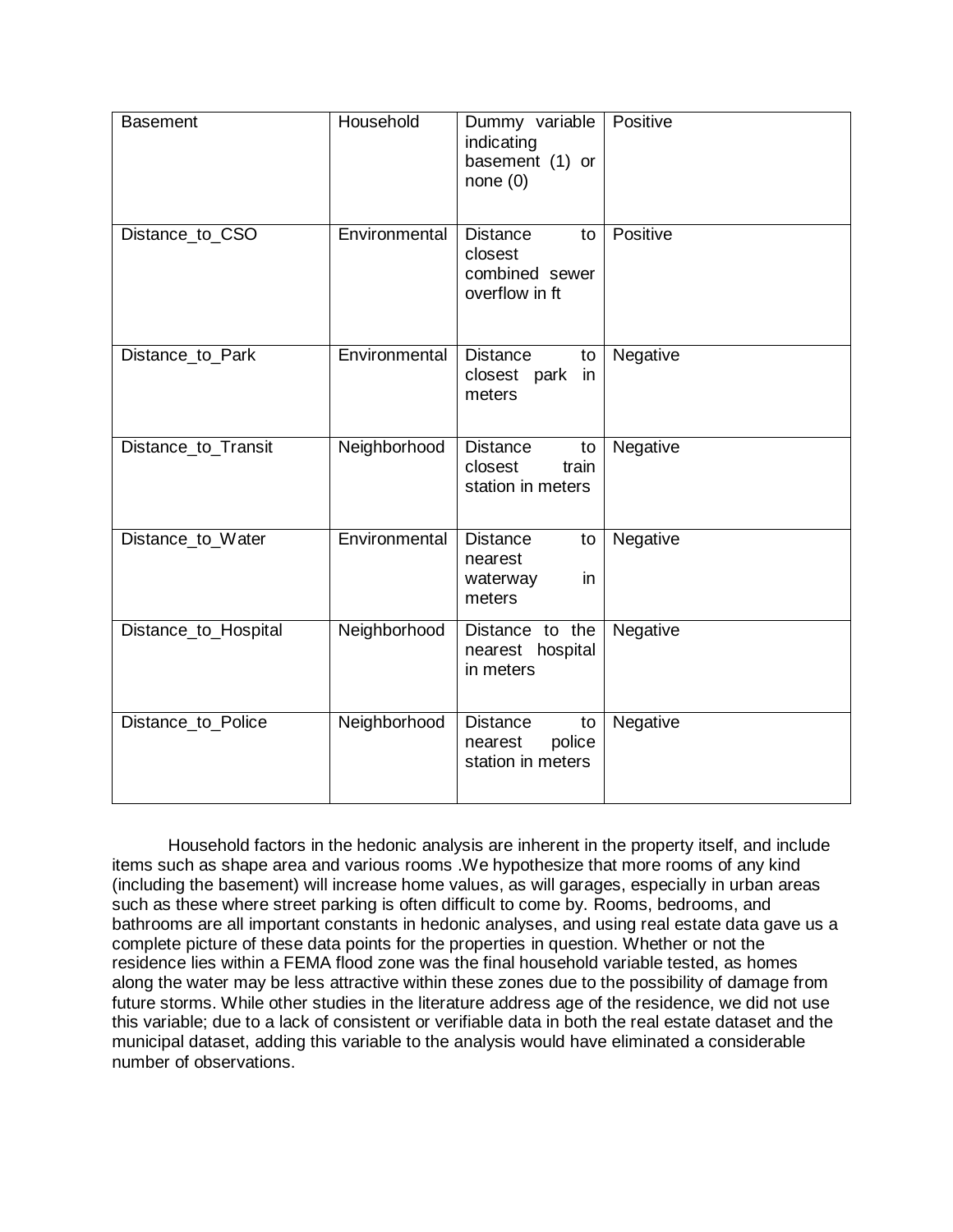| Basement | Household | Dummy variable indicating basement (1) or none (0) | Positive |
|---|---|---|---|
| Distance_to_CSO | Environmental | Distance to closest combined sewer overflow in ft | Positive |
| Distance_to_Park | Environmental | Distance to closest park in meters | Negative |
| Distance_to_Transit | Neighborhood | Distance to closest train station in meters | Negative |
| Distance_to_Water | Environmental | Distance to nearest waterway in meters | Negative |
| Distance_to_Hospital | Neighborhood | Distance to the nearest hospital in meters | Negative |
| Distance_to_Police | Neighborhood | Distance to nearest police station in meters | Negative |

Household factors in the hedonic analysis are inherent in the property itself, and include items such as shape area and various rooms .We hypothesize that more rooms of any kind (including the basement) will increase home values, as will garages, especially in urban areas such as these where street parking is often difficult to come by. Rooms, bedrooms, and bathrooms are all important constants in hedonic analyses, and using real estate data gave us a complete picture of these data points for the properties in question. Whether or not the residence lies within a FEMA flood zone was the final household variable tested, as homes along the water may be less attractive within these zones due to the possibility of damage from future storms. While other studies in the literature address age of the residence, we did not use this variable; due to a lack of consistent or verifiable data in both the real estate dataset and the municipal dataset, adding this variable to the analysis would have eliminated a considerable number of observations.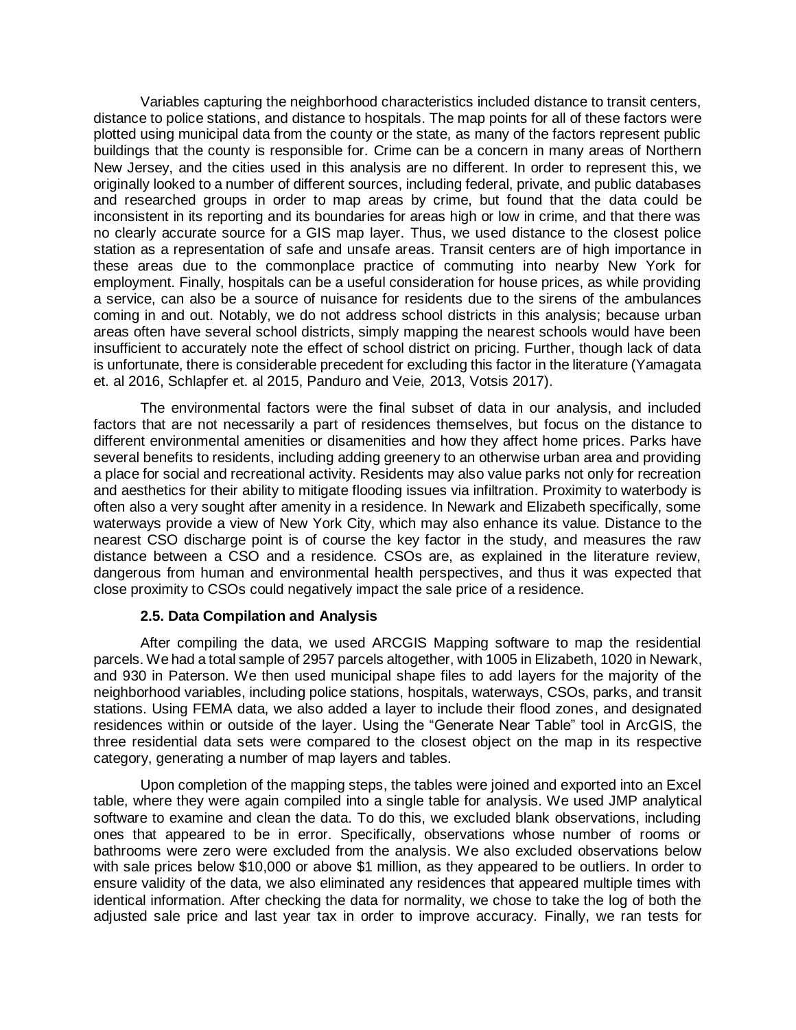Variables capturing the neighborhood characteristics included distance to transit centers, distance to police stations, and distance to hospitals. The map points for all of these factors were plotted using municipal data from the county or the state, as many of the factors represent public buildings that the county is responsible for. Crime can be a concern in many areas of Northern New Jersey, and the cities used in this analysis are no different. In order to represent this, we originally looked to a number of different sources, including federal, private, and public databases and researched groups in order to map areas by crime, but found that the data could be inconsistent in its reporting and its boundaries for areas high or low in crime, and that there was no clearly accurate source for a GIS map layer. Thus, we used distance to the closest police station as a representation of safe and unsafe areas. Transit centers are of high importance in these areas due to the commonplace practice of commuting into nearby New York for employment. Finally, hospitals can be a useful consideration for house prices, as while providing a service, can also be a source of nuisance for residents due to the sirens of the ambulances coming in and out. Notably, we do not address school districts in this analysis; because urban areas often have several school districts, simply mapping the nearest schools would have been insufficient to accurately note the effect of school district on pricing. Further, though lack of data is unfortunate, there is considerable precedent for excluding this factor in the literature (Yamagata et. al 2016, Schlapfer et. al 2015, Panduro and Veie, 2013, Votsis 2017).

The environmental factors were the final subset of data in our analysis, and included factors that are not necessarily a part of residences themselves, but focus on the distance to different environmental amenities or disamenities and how they affect home prices. Parks have several benefits to residents, including adding greenery to an otherwise urban area and providing a place for social and recreational activity. Residents may also value parks not only for recreation and aesthetics for their ability to mitigate flooding issues via infiltration. Proximity to waterbody is often also a very sought after amenity in a residence. In Newark and Elizabeth specifically, some waterways provide a view of New York City, which may also enhance its value. Distance to the nearest CSO discharge point is of course the key factor in the study, and measures the raw distance between a CSO and a residence. CSOs are, as explained in the literature review, dangerous from human and environmental health perspectives, and thus it was expected that close proximity to CSOs could negatively impact the sale price of a residence.

### 2.5. Data Compilation and Analysis

After compiling the data, we used ARCGIS Mapping software to map the residential parcels. We had a total sample of 2957 parcels altogether, with 1005 in Elizabeth, 1020 in Newark, and 930 in Paterson. We then used municipal shape files to add layers for the majority of the neighborhood variables, including police stations, hospitals, waterways, CSOs, parks, and transit stations. Using FEMA data, we also added a layer to include their flood zones, and designated residences within or outside of the layer. Using the "Generate Near Table" tool in ArcGIS, the three residential data sets were compared to the closest object on the map in its respective category, generating a number of map layers and tables.

Upon completion of the mapping steps, the tables were joined and exported into an Excel table, where they were again compiled into a single table for analysis. We used JMP analytical software to examine and clean the data. To do this, we excluded blank observations, including ones that appeared to be in error. Specifically, observations whose number of rooms or bathrooms were zero were excluded from the analysis. We also excluded observations below with sale prices below $10,000 or above $1 million, as they appeared to be outliers. In order to ensure validity of the data, we also eliminated any residences that appeared multiple times with identical information. After checking the data for normality, we chose to take the log of both the adjusted sale price and last year tax in order to improve accuracy. Finally, we ran tests for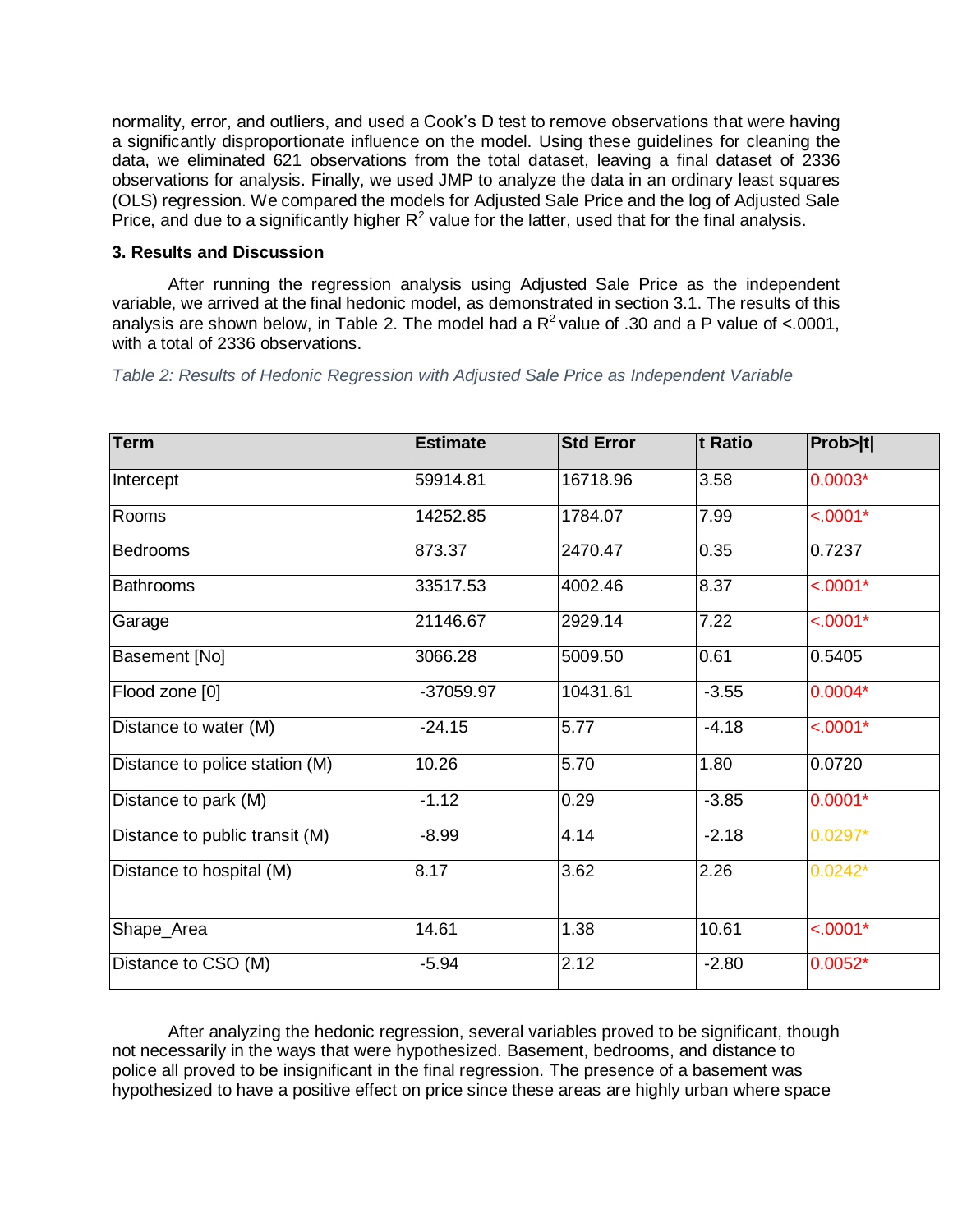normality, error, and outliers, and used a Cook's D test to remove observations that were having a significantly disproportionate influence on the model. Using these guidelines for cleaning the data, we eliminated 621 observations from the total dataset, leaving a final dataset of 2336 observations for analysis. Finally, we used JMP to analyze the data in an ordinary least squares (OLS) regression. We compared the models for Adjusted Sale Price and the log of Adjusted Sale Price, and due to a significantly higher $R^2$ value for the latter, used that for the final analysis.

### 3. Results and Discussion

After running the regression analysis using Adjusted Sale Price as the independent variable, we arrived at the final hedonic model, as demonstrated in section 3.1. The results of this analysis are shown below, in Table 2. The model had a $R^2$ value of .30 and a P value of <.0001, with a total of 2336 observations.

*Table 2: Results of Hedonic Regression with Adjusted Sale Price as Independent Variable*

| Term | Estimate | Std Error | t Ratio | Prob>\|t\| |
|---|---|---|---|---|
| Intercept | 59914.81 | 16718.96 | 3.58 | 0.0003* |
| Rooms | 14252.85 | 1784.07 | 7.99 | <.0001* |
| Bedrooms | 873.37 | 2470.47 | 0.35 | 0.7237 |
| Bathrooms | 33517.53 | 4002.46 | 8.37 | <.0001* |
| Garage | 21146.67 | 2929.14 | 7.22 | <.0001* |
| Basement [No] | 3066.28 | 5009.50 | 0.61 | 0.5405 |
| Flood zone [0] | -37059.97 | 10431.61 | -3.55 | 0.0004* |
| Distance to water (M) | -24.15 | 5.77 | -4.18 | <.0001* |
| Distance to police station (M) | 10.26 | 5.70 | 1.80 | 0.0720 |
| Distance to park (M) | -1.12 | 0.29 | -3.85 | 0.0001* |
| Distance to public transit (M) | -8.99 | 4.14 | -2.18 | 0.0297* |
| Distance to hospital (M) | 8.17 | 3.62 | 2.26 | 0.0242* |
| Shape_Area | 14.61 | 1.38 | 10.61 | <.0001* |
| Distance to CSO (M) | -5.94 | 2.12 | -2.80 | 0.0052* |

After analyzing the hedonic regression, several variables proved to be significant, though not necessarily in the ways that were hypothesized. Basement, bedrooms, and distance to police all proved to be insignificant in the final regression. The presence of a basement was hypothesized to have a positive effect on price since these areas are highly urban where space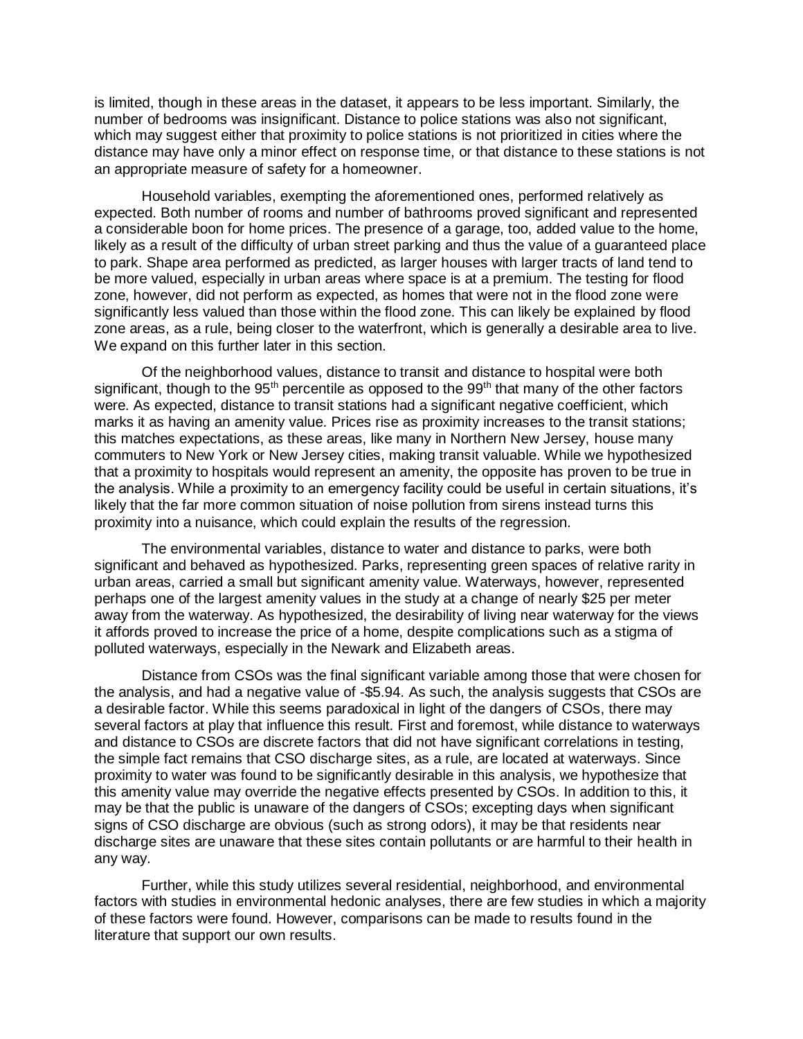is limited, though in these areas in the dataset, it appears to be less important. Similarly, the number of bedrooms was insignificant. Distance to police stations was also not significant, which may suggest either that proximity to police stations is not prioritized in cities where the distance may have only a minor effect on response time, or that distance to these stations is not an appropriate measure of safety for a homeowner.

Household variables, exempting the aforementioned ones, performed relatively as expected. Both number of rooms and number of bathrooms proved significant and represented a considerable boon for home prices. The presence of a garage, too, added value to the home, likely as a result of the difficulty of urban street parking and thus the value of a guaranteed place to park. Shape area performed as predicted, as larger houses with larger tracts of land tend to be more valued, especially in urban areas where space is at a premium. The testing for flood zone, however, did not perform as expected, as homes that were not in the flood zone were significantly less valued than those within the flood zone. This can likely be explained by flood zone areas, as a rule, being closer to the waterfront, which is generally a desirable area to live. We expand on this further later in this section.

Of the neighborhood values, distance to transit and distance to hospital were both significant, though to the 95th percentile as opposed to the 99th that many of the other factors were. As expected, distance to transit stations had a significant negative coefficient, which marks it as having an amenity value. Prices rise as proximity increases to the transit stations; this matches expectations, as these areas, like many in Northern New Jersey, house many commuters to New York or New Jersey cities, making transit valuable. While we hypothesized that a proximity to hospitals would represent an amenity, the opposite has proven to be true in the analysis. While a proximity to an emergency facility could be useful in certain situations, it's likely that the far more common situation of noise pollution from sirens instead turns this proximity into a nuisance, which could explain the results of the regression.

The environmental variables, distance to water and distance to parks, were both significant and behaved as hypothesized. Parks, representing green spaces of relative rarity in urban areas, carried a small but significant amenity value. Waterways, however, represented perhaps one of the largest amenity values in the study at a change of nearly $25 per meter away from the waterway. As hypothesized, the desirability of living near waterway for the views it affords proved to increase the price of a home, despite complications such as a stigma of polluted waterways, especially in the Newark and Elizabeth areas.

Distance from CSOs was the final significant variable among those that were chosen for the analysis, and had a negative value of -$5.94. As such, the analysis suggests that CSOs are a desirable factor. While this seems paradoxical in light of the dangers of CSOs, there may several factors at play that influence this result. First and foremost, while distance to waterways and distance to CSOs are discrete factors that did not have significant correlations in testing, the simple fact remains that CSO discharge sites, as a rule, are located at waterways. Since proximity to water was found to be significantly desirable in this analysis, we hypothesize that this amenity value may override the negative effects presented by CSOs. In addition to this, it may be that the public is unaware of the dangers of CSOs; excepting days when significant signs of CSO discharge are obvious (such as strong odors), it may be that residents near discharge sites are unaware that these sites contain pollutants or are harmful to their health in any way.

Further, while this study utilizes several residential, neighborhood, and environmental factors with studies in environmental hedonic analyses, there are few studies in which a majority of these factors were found. However, comparisons can be made to results found in the literature that support our own results.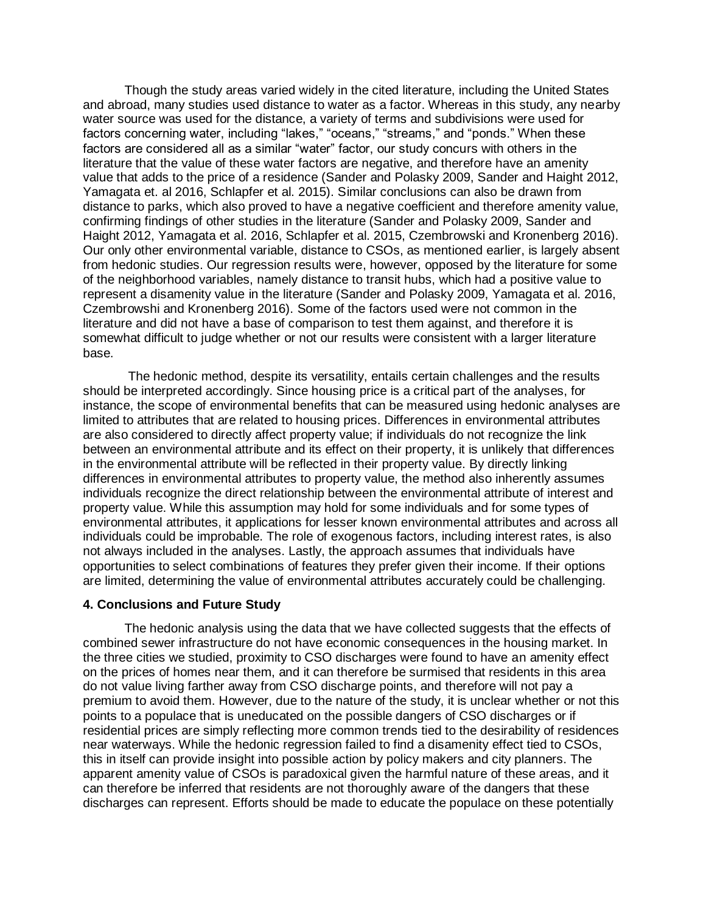Though the study areas varied widely in the cited literature, including the United States and abroad, many studies used distance to water as a factor. Whereas in this study, any nearby water source was used for the distance, a variety of terms and subdivisions were used for factors concerning water, including "lakes," "oceans," "streams," and "ponds." When these factors are considered all as a similar "water" factor, our study concurs with others in the literature that the value of these water factors are negative, and therefore have an amenity value that adds to the price of a residence (Sander and Polasky 2009, Sander and Haight 2012, Yamagata et. al 2016, Schlapfer et al. 2015). Similar conclusions can also be drawn from distance to parks, which also proved to have a negative coefficient and therefore amenity value, confirming findings of other studies in the literature (Sander and Polasky 2009, Sander and Haight 2012, Yamagata et al. 2016, Schlapfer et al. 2015, Czembrowski and Kronenberg 2016). Our only other environmental variable, distance to CSOs, as mentioned earlier, is largely absent from hedonic studies. Our regression results were, however, opposed by the literature for some of the neighborhood variables, namely distance to transit hubs, which had a positive value to represent a disamenity value in the literature (Sander and Polasky 2009, Yamagata et al. 2016, Czembrowshi and Kronenberg 2016). Some of the factors used were not common in the literature and did not have a base of comparison to test them against, and therefore it is somewhat difficult to judge whether or not our results were consistent with a larger literature base.

The hedonic method, despite its versatility, entails certain challenges and the results should be interpreted accordingly. Since housing price is a critical part of the analyses, for instance, the scope of environmental benefits that can be measured using hedonic analyses are limited to attributes that are related to housing prices. Differences in environmental attributes are also considered to directly affect property value; if individuals do not recognize the link between an environmental attribute and its effect on their property, it is unlikely that differences in the environmental attribute will be reflected in their property value. By directly linking differences in environmental attributes to property value, the method also inherently assumes individuals recognize the direct relationship between the environmental attribute of interest and property value. While this assumption may hold for some individuals and for some types of environmental attributes, it applications for lesser known environmental attributes and across all individuals could be improbable. The role of exogenous factors, including interest rates, is also not always included in the analyses. Lastly, the approach assumes that individuals have opportunities to select combinations of features they prefer given their income. If their options are limited, determining the value of environmental attributes accurately could be challenging.

## 4. Conclusions and Future Study

The hedonic analysis using the data that we have collected suggests that the effects of combined sewer infrastructure do not have economic consequences in the housing market. In the three cities we studied, proximity to CSO discharges were found to have an amenity effect on the prices of homes near them, and it can therefore be surmised that residents in this area do not value living farther away from CSO discharge points, and therefore will not pay a premium to avoid them. However, due to the nature of the study, it is unclear whether or not this points to a populace that is uneducated on the possible dangers of CSO discharges or if residential prices are simply reflecting more common trends tied to the desirability of residences near waterways. While the hedonic regression failed to find a disamenity effect tied to CSOs, this in itself can provide insight into possible action by policy makers and city planners. The apparent amenity value of CSOs is paradoxical given the harmful nature of these areas, and it can therefore be inferred that residents are not thoroughly aware of the dangers that these discharges can represent. Efforts should be made to educate the populace on these potentially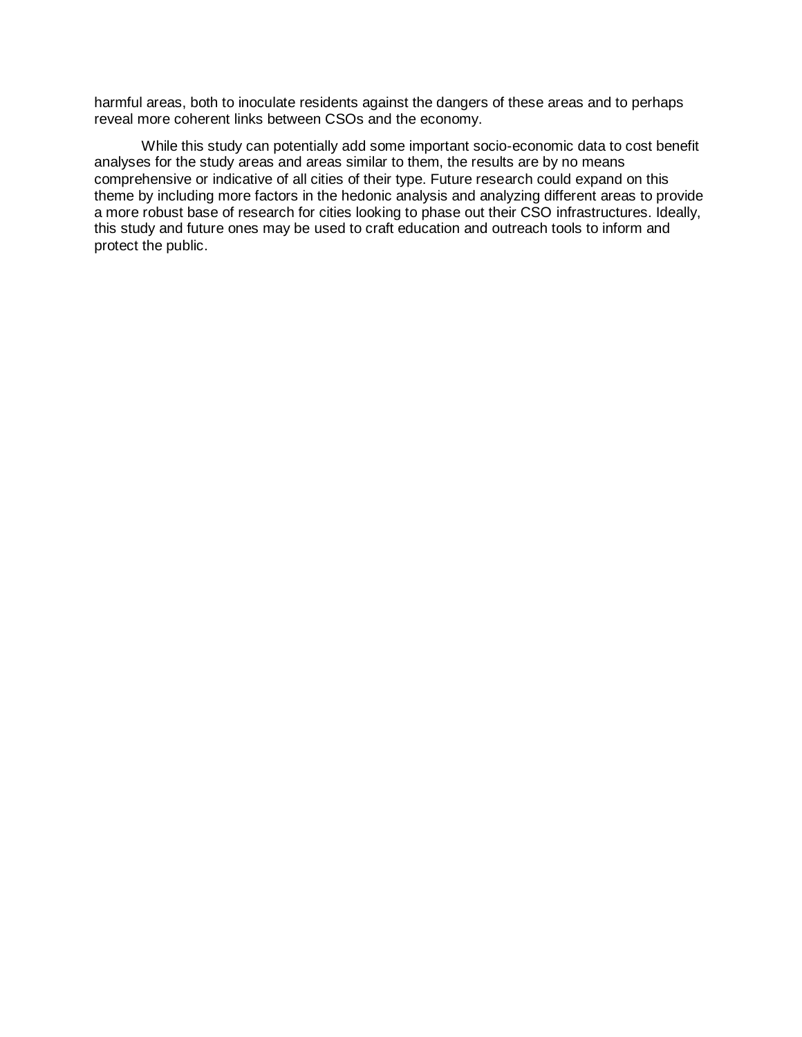harmful areas, both to inoculate residents against the dangers of these areas and to perhaps reveal more coherent links between CSOs and the economy.

While this study can potentially add some important socio-economic data to cost benefit analyses for the study areas and areas similar to them, the results are by no means comprehensive or indicative of all cities of their type. Future research could expand on this theme by including more factors in the hedonic analysis and analyzing different areas to provide a more robust base of research for cities looking to phase out their CSO infrastructures. Ideally, this study and future ones may be used to craft education and outreach tools to inform and protect the public.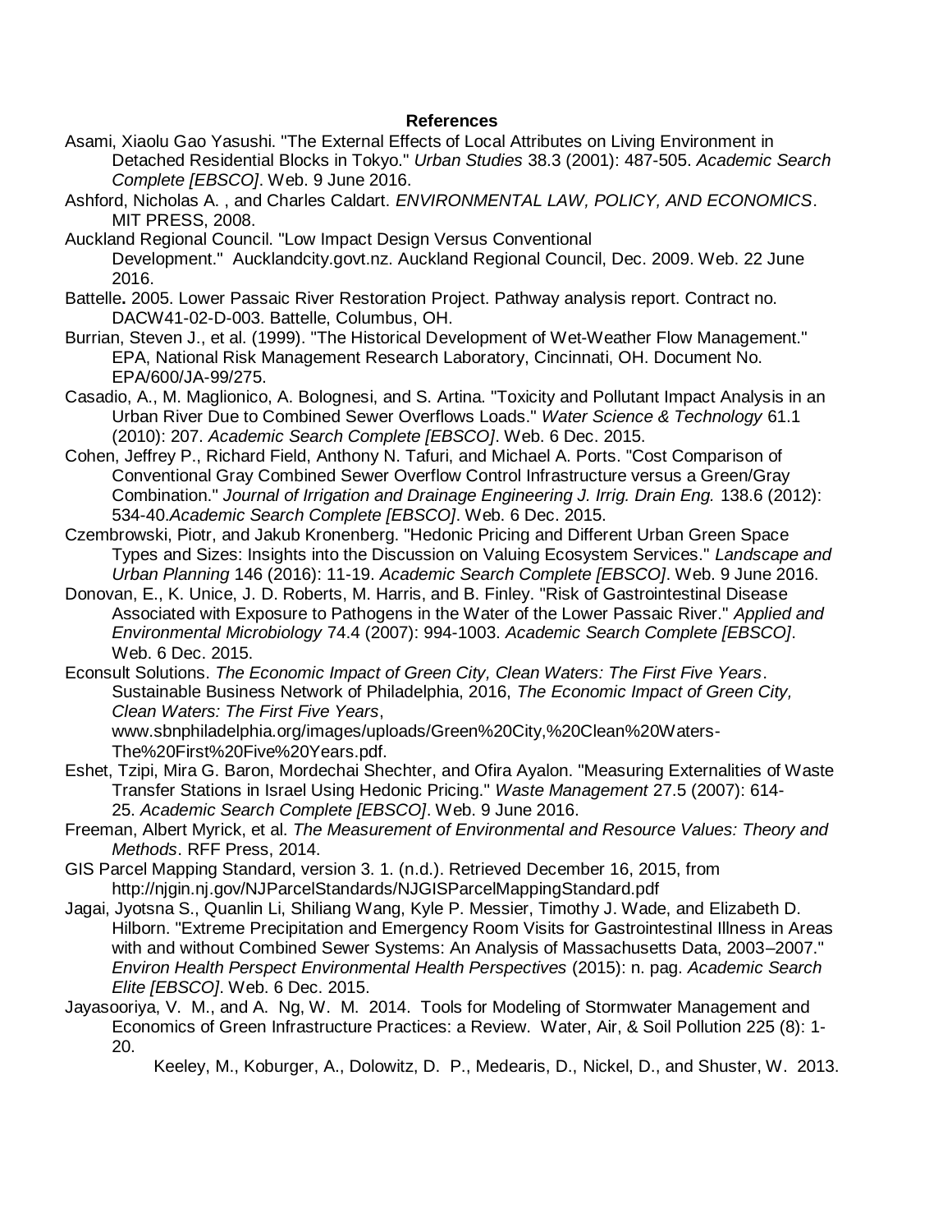**References**

Asami, Xiaolu Gao Yasushi. "The External Effects of Local Attributes on Living Environment in Detached Residential Blocks in Tokyo." *Urban Studies* 38.3 (2001): 487-505. *Academic Search Complete [EBSCO]*. Web. 9 June 2016.

Ashford, Nicholas A. , and Charles Caldart. *ENVIRONMENTAL LAW, POLICY, AND ECONOMICS*. MIT PRESS, 2008.

Auckland Regional Council. "Low Impact Design Versus Conventional Development." Aucklandcity.govt.nz. Auckland Regional Council, Dec. 2009. Web. 22 June 2016.

Battelle**.** 2005. Lower Passaic River Restoration Project. Pathway analysis report. Contract no. DACW41-02-D-003. Battelle, Columbus, OH.

Burrian, Steven J., et al. (1999). "The Historical Development of Wet-Weather Flow Management." EPA, National Risk Management Research Laboratory, Cincinnati, OH. Document No. EPA/600/JA-99/275.

Casadio, A., M. Maglionico, A. Bolognesi, and S. Artina. "Toxicity and Pollutant Impact Analysis in an Urban River Due to Combined Sewer Overflows Loads." *Water Science & Technology* 61.1 (2010): 207. *Academic Search Complete [EBSCO]*. Web. 6 Dec. 2015.

Cohen, Jeffrey P., Richard Field, Anthony N. Tafuri, and Michael A. Ports. "Cost Comparison of Conventional Gray Combined Sewer Overflow Control Infrastructure versus a Green/Gray Combination." *Journal of Irrigation and Drainage Engineering J. Irrig. Drain Eng.* 138.6 (2012): 534-40.*Academic Search Complete [EBSCO]*. Web. 6 Dec. 2015.

Czembrowski, Piotr, and Jakub Kronenberg. "Hedonic Pricing and Different Urban Green Space Types and Sizes: Insights into the Discussion on Valuing Ecosystem Services." *Landscape and Urban Planning* 146 (2016): 11-19. *Academic Search Complete [EBSCO]*. Web. 9 June 2016.

Donovan, E., K. Unice, J. D. Roberts, M. Harris, and B. Finley. "Risk of Gastrointestinal Disease Associated with Exposure to Pathogens in the Water of the Lower Passaic River." *Applied and Environmental Microbiology* 74.4 (2007): 994-1003. *Academic Search Complete [EBSCO]*. Web. 6 Dec. 2015.

Econsult Solutions. *The Economic Impact of Green City, Clean Waters: The First Five Years*. Sustainable Business Network of Philadelphia, 2016, *The Economic Impact of Green City, Clean Waters: The First Five Years*, www.sbnphiladelphia.org/images/uploads/Green%20City,%20Clean%20Waters-The%20First%20Five%20Years.pdf.

Eshet, Tzipi, Mira G. Baron, Mordechai Shechter, and Ofira Ayalon. "Measuring Externalities of Waste Transfer Stations in Israel Using Hedonic Pricing." *Waste Management* 27.5 (2007): 614-25. *Academic Search Complete [EBSCO]*. Web. 9 June 2016.

Freeman, Albert Myrick, et al. *The Measurement of Environmental and Resource Values: Theory and Methods*. RFF Press, 2014.

GIS Parcel Mapping Standard, version 3. 1. (n.d.). Retrieved December 16, 2015, from http://njgin.nj.gov/NJParcelStandards/NJGISParcelMappingStandard.pdf

Jagai, Jyotsna S., Quanlin Li, Shiliang Wang, Kyle P. Messier, Timothy J. Wade, and Elizabeth D. Hilborn. "Extreme Precipitation and Emergency Room Visits for Gastrointestinal Illness in Areas with and without Combined Sewer Systems: An Analysis of Massachusetts Data, 2003–2007." *Environ Health Perspect Environmental Health Perspectives* (2015): n. pag. *Academic Search Elite [EBSCO]*. Web. 6 Dec. 2015.

Jayasooriya, V. M., and A. Ng, W. M. 2014. Tools for Modeling of Stormwater Management and Economics of Green Infrastructure Practices: a Review. Water, Air, & Soil Pollution 225 (8): 1-20.

Keeley, M., Koburger, A., Dolowitz, D. P., Medearis, D., Nickel, D., and Shuster, W. 2013.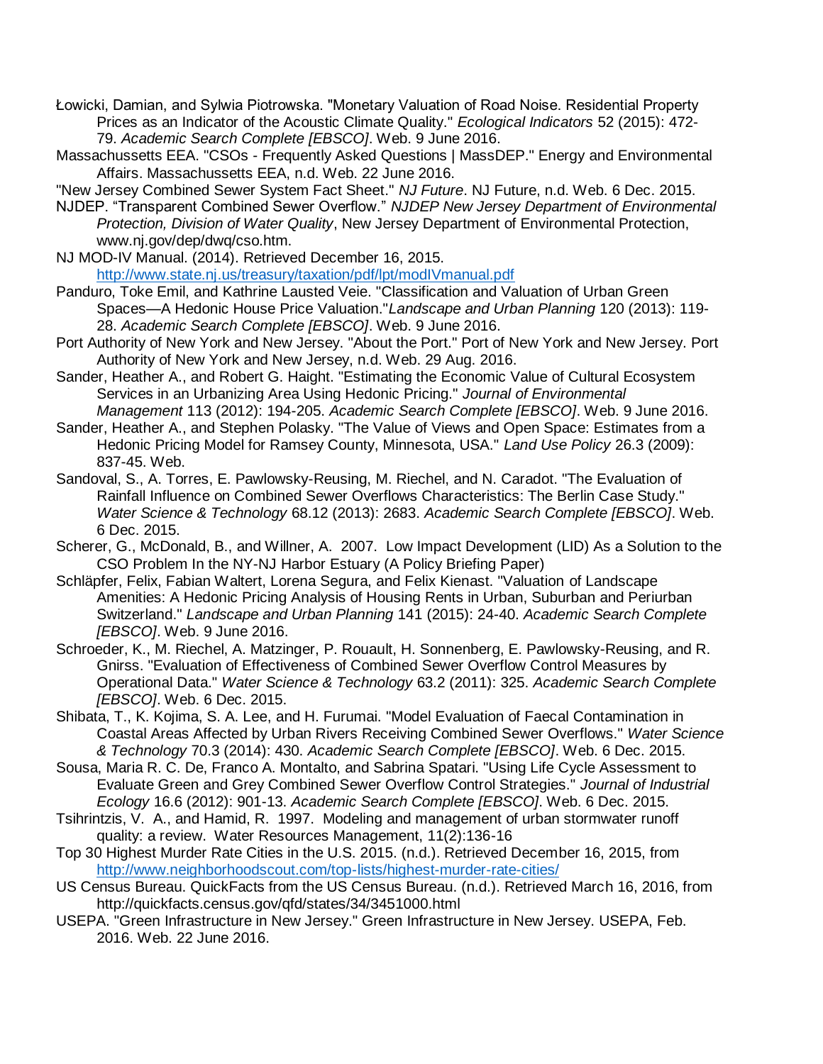Łowicki, Damian, and Sylwia Piotrowska. "Monetary Valuation of Road Noise. Residential Property Prices as an Indicator of the Acoustic Climate Quality." *Ecological Indicators* 52 (2015): 472-79. *Academic Search Complete [EBSCO]*. Web. 9 June 2016.

Massachussetts EEA. "CSOs - Frequently Asked Questions | MassDEP." Energy and Environmental Affairs. Massachussetts EEA, n.d. Web. 22 June 2016.

"New Jersey Combined Sewer System Fact Sheet." *NJ Future*. NJ Future, n.d. Web. 6 Dec. 2015.

NJDEP. "Transparent Combined Sewer Overflow." *NJDEP New Jersey Department of Environmental Protection, Division of Water Quality*, New Jersey Department of Environmental Protection, www.nj.gov/dep/dwq/cso.htm.

NJ MOD-IV Manual. (2014). Retrieved December 16, 2015. http://www.state.nj.us/treasury/taxation/pdf/lpt/modIVmanual.pdf

Panduro, Toke Emil, and Kathrine Lausted Veie. "Classification and Valuation of Urban Green Spaces—A Hedonic House Price Valuation."*Landscape and Urban Planning* 120 (2013): 119-28. *Academic Search Complete [EBSCO]*. Web. 9 June 2016.

Port Authority of New York and New Jersey. "About the Port." Port of New York and New Jersey. Port Authority of New York and New Jersey, n.d. Web. 29 Aug. 2016.

Sander, Heather A., and Robert G. Haight. "Estimating the Economic Value of Cultural Ecosystem Services in an Urbanizing Area Using Hedonic Pricing." *Journal of Environmental Management* 113 (2012): 194-205. *Academic Search Complete [EBSCO]*. Web. 9 June 2016.

Sander, Heather A., and Stephen Polasky. "The Value of Views and Open Space: Estimates from a Hedonic Pricing Model for Ramsey County, Minnesota, USA." *Land Use Policy* 26.3 (2009): 837-45. Web.

Sandoval, S., A. Torres, E. Pawlowsky-Reusing, M. Riechel, and N. Caradot. "The Evaluation of Rainfall Influence on Combined Sewer Overflows Characteristics: The Berlin Case Study." *Water Science & Technology* 68.12 (2013): 2683. *Academic Search Complete [EBSCO]*. Web. 6 Dec. 2015.

Scherer, G., McDonald, B., and Willner, A. 2007. Low Impact Development (LID) As a Solution to the CSO Problem In the NY-NJ Harbor Estuary (A Policy Briefing Paper)

Schläpfer, Felix, Fabian Waltert, Lorena Segura, and Felix Kienast. "Valuation of Landscape Amenities: A Hedonic Pricing Analysis of Housing Rents in Urban, Suburban and Periurban Switzerland." *Landscape and Urban Planning* 141 (2015): 24-40. *Academic Search Complete [EBSCO]*. Web. 9 June 2016.

Schroeder, K., M. Riechel, A. Matzinger, P. Rouault, H. Sonnenberg, E. Pawlowsky-Reusing, and R. Gnirss. "Evaluation of Effectiveness of Combined Sewer Overflow Control Measures by Operational Data." *Water Science & Technology* 63.2 (2011): 325. *Academic Search Complete [EBSCO]*. Web. 6 Dec. 2015.

Shibata, T., K. Kojima, S. A. Lee, and H. Furumai. "Model Evaluation of Faecal Contamination in Coastal Areas Affected by Urban Rivers Receiving Combined Sewer Overflows." *Water Science & Technology* 70.3 (2014): 430. *Academic Search Complete [EBSCO]*. Web. 6 Dec. 2015.

Sousa, Maria R. C. De, Franco A. Montalto, and Sabrina Spatari. "Using Life Cycle Assessment to Evaluate Green and Grey Combined Sewer Overflow Control Strategies." *Journal of Industrial Ecology* 16.6 (2012): 901-13. *Academic Search Complete [EBSCO]*. Web. 6 Dec. 2015.

Tsihrintzis, V. A., and Hamid, R. 1997. Modeling and management of urban stormwater runoff quality: a review. Water Resources Management, 11(2):136-16

Top 30 Highest Murder Rate Cities in the U.S. 2015. (n.d.). Retrieved December 16, 2015, from http://www.neighborhoodscout.com/top-lists/highest-murder-rate-cities/

US Census Bureau. QuickFacts from the US Census Bureau. (n.d.). Retrieved March 16, 2016, from http://quickfacts.census.gov/qfd/states/34/3451000.html

USEPA. "Green Infrastructure in New Jersey." Green Infrastructure in New Jersey. USEPA, Feb. 2016. Web. 22 June 2016.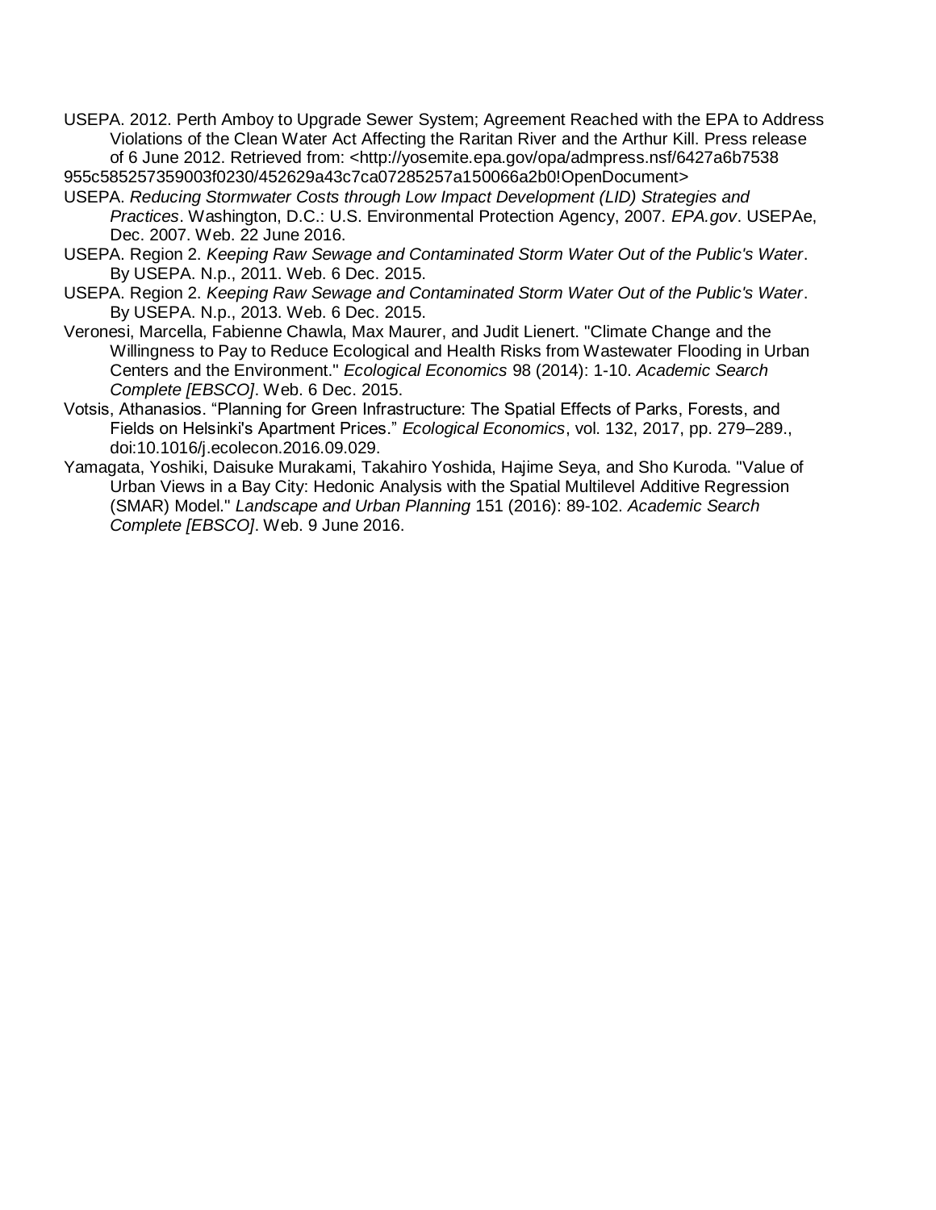USEPA. 2012. Perth Amboy to Upgrade Sewer System; Agreement Reached with the EPA to Address Violations of the Clean Water Act Affecting the Raritan River and the Arthur Kill. Press release of 6 June 2012. Retrieved from: <http://yosemite.epa.gov/opa/admpress.nsf/6427a6b7538955c585257359003f0230/452629a43c7ca07285257a150066a2b0!OpenDocument>

USEPA. *Reducing Stormwater Costs through Low Impact Development (LID) Strategies and Practices*. Washington, D.C.: U.S. Environmental Protection Agency, 2007. *EPA.gov*. USEPAe, Dec. 2007. Web. 22 June 2016.

USEPA. Region 2. *Keeping Raw Sewage and Contaminated Storm Water Out of the Public's Water*. By USEPA. N.p., 2011. Web. 6 Dec. 2015.

USEPA. Region 2. *Keeping Raw Sewage and Contaminated Storm Water Out of the Public's Water*. By USEPA. N.p., 2013. Web. 6 Dec. 2015.

Veronesi, Marcella, Fabienne Chawla, Max Maurer, and Judit Lienert. "Climate Change and the Willingness to Pay to Reduce Ecological and Health Risks from Wastewater Flooding in Urban Centers and the Environment." *Ecological Economics* 98 (2014): 1-10. *Academic Search Complete [EBSCO]*. Web. 6 Dec. 2015.

Votsis, Athanasios. "Planning for Green Infrastructure: The Spatial Effects of Parks, Forests, and Fields on Helsinki's Apartment Prices." *Ecological Economics*, vol. 132, 2017, pp. 279–289., doi:10.1016/j.ecolecon.2016.09.029.

Yamagata, Yoshiki, Daisuke Murakami, Takahiro Yoshida, Hajime Seya, and Sho Kuroda. "Value of Urban Views in a Bay City: Hedonic Analysis with the Spatial Multilevel Additive Regression (SMAR) Model." *Landscape and Urban Planning* 151 (2016): 89-102. *Academic Search Complete [EBSCO]*. Web. 9 June 2016.